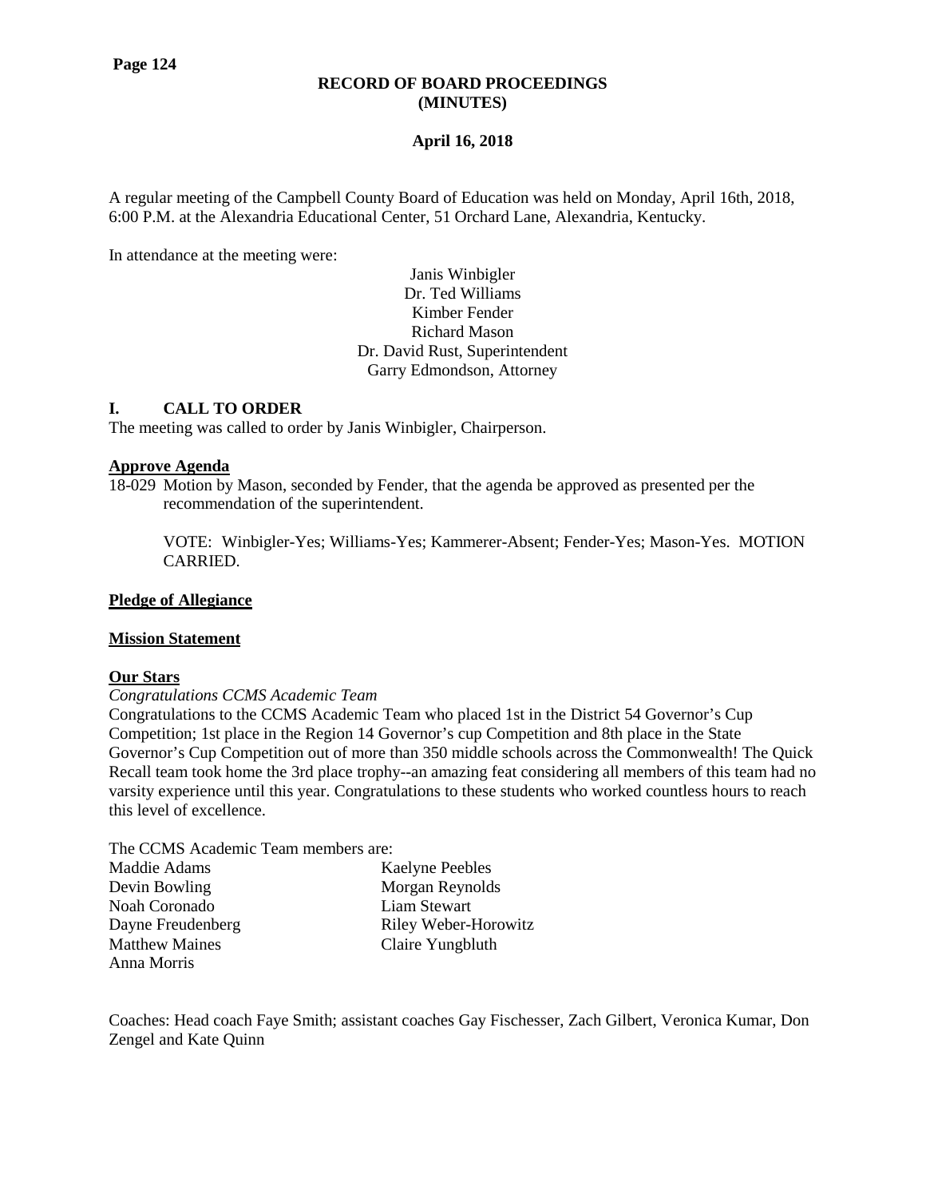**RECORD OF BOARD PROCEEDINGS**
**(MINUTES)**

**April 16, 2018**

A regular meeting of the Campbell County Board of Education was held on Monday, April 16th, 2018, 6:00 P.M. at the Alexandria Educational Center, 51 Orchard Lane, Alexandria, Kentucky.

In attendance at the meeting were:

Janis Winbigler
Dr. Ted Williams
Kimber Fender
Richard Mason
Dr. David Rust, Superintendent
Garry Edmondson, Attorney

## I. CALL TO ORDER

The meeting was called to order by Janis Winbigler, Chairperson.

**Approve Agenda**

18-029 Motion by Mason, seconded by Fender, that the agenda be approved as presented per the recommendation of the superintendent.

VOTE: Winbigler-Yes; Williams-Yes; Kammerer-Absent; Fender-Yes; Mason-Yes. MOTION CARRIED.

**Pledge of Allegiance**

**Mission Statement**

**Our Stars**

*Congratulations CCMS Academic Team*

Congratulations to the CCMS Academic Team who placed 1st in the District 54 Governor's Cup Competition; 1st place in the Region 14 Governor's cup Competition and 8th place in the State Governor's Cup Competition out of more than 350 middle schools across the Commonwealth! The Quick Recall team took home the 3rd place trophy--an amazing feat considering all members of this team had no varsity experience until this year. Congratulations to these students who worked countless hours to reach this level of excellence.

The CCMS Academic Team members are:

Maddie Adams
Devin Bowling
Noah Coronado
Dayne Freudenberg
Matthew Maines
Anna Morris
Kaelyne Peebles
Morgan Reynolds
Liam Stewart
Riley Weber-Horowitz
Claire Yungbluth

Coaches: Head coach Faye Smith; assistant coaches Gay Fischesser, Zach Gilbert, Veronica Kumar, Don Zengel and Kate Quinn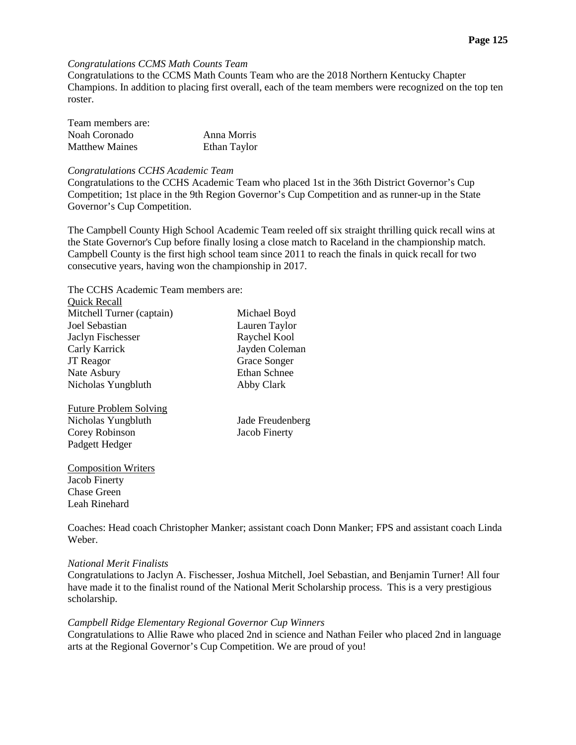*Congratulations CCMS Math Counts Team*

Congratulations to the CCMS Math Counts Team who are the 2018 Northern Kentucky Chapter Champions. In addition to placing first overall, each of the team members were recognized on the top ten roster.

Team members are:

| | |
|---|---|
| Noah Coronado | Anna Morris |
| Matthew Maines | Ethan Taylor |

*Congratulations CCHS Academic Team*

Congratulations to the CCHS Academic Team who placed 1st in the 36th District Governor's Cup Competition; 1st place in the 9th Region Governor's Cup Competition and as runner-up in the State Governor's Cup Competition.

The Campbell County High School Academic Team reeled off six straight thrilling quick recall wins at the State Governor's Cup before finally losing a close match to Raceland in the championship match. Campbell County is the first high school team since 2011 to reach the finals in quick recall for two consecutive years, having won the championship in 2017.

The CCHS Academic Team members are:

Quick Recall

| | |
|---|---|
| Mitchell Turner (captain) | Michael Boyd |
| Joel Sebastian | Lauren Taylor |
| Jaclyn Fischesser | Raychel Kool |
| Carly Karrick | Jayden Coleman |
| JT Reagor | Grace Songer |
| Nate Asbury | Ethan Schnee |
| Nicholas Yungbluth | Abby Clark |

Future Problem Solving

| | |
|---|---|
| Nicholas Yungbluth | Jade Freudenberg |
| Corey Robinson | Jacob Finerty |
| Padgett Hedger | |

Composition Writers

Jacob Finerty
Chase Green
Leah Rinehard

Coaches: Head coach Christopher Manker; assistant coach Donn Manker; FPS and assistant coach Linda Weber.

*National Merit Finalists*

Congratulations to Jaclyn A. Fischesser, Joshua Mitchell, Joel Sebastian, and Benjamin Turner! All four have made it to the finalist round of the National Merit Scholarship process. This is a very prestigious scholarship.

*Campbell Ridge Elementary Regional Governor Cup Winners*

Congratulations to Allie Rawe who placed 2nd in science and Nathan Feiler who placed 2nd in language arts at the Regional Governor's Cup Competition. We are proud of you!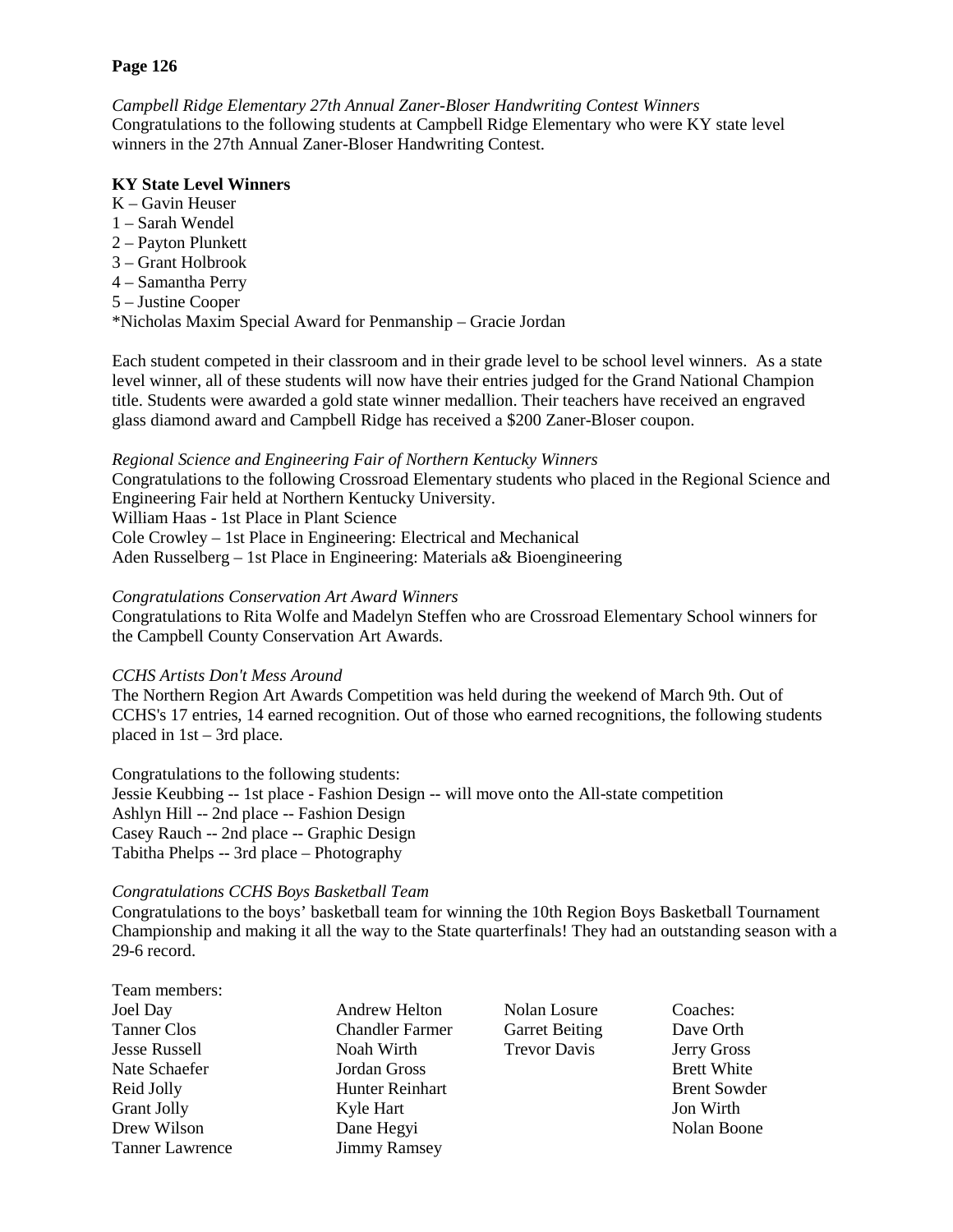**Page 126**

*Campbell Ridge Elementary 27th Annual Zaner-Bloser Handwriting Contest Winners*
Congratulations to the following students at Campbell Ridge Elementary who were KY state level winners in the 27th Annual Zaner-Bloser Handwriting Contest.

**KY State Level Winners**

K – Gavin Heuser
1 – Sarah Wendel
2 – Payton Plunkett
3 – Grant Holbrook
4 – Samantha Perry
5 – Justine Cooper
*Nicholas Maxim Special Award for Penmanship – Gracie Jordan

Each student competed in their classroom and in their grade level to be school level winners. As a state level winner, all of these students will now have their entries judged for the Grand National Champion title. Students were awarded a gold state winner medallion. Their teachers have received an engraved glass diamond award and Campbell Ridge has received a $200 Zaner-Bloser coupon.

*Regional Science and Engineering Fair of Northern Kentucky Winners*
Congratulations to the following Crossroad Elementary students who placed in the Regional Science and Engineering Fair held at Northern Kentucky University.
William Haas - 1st Place in Plant Science
Cole Crowley – 1st Place in Engineering: Electrical and Mechanical
Aden Russelberg – 1st Place in Engineering: Materials a& Bioengineering

*Congratulations Conservation Art Award Winners*
Congratulations to Rita Wolfe and Madelyn Steffen who are Crossroad Elementary School winners for the Campbell County Conservation Art Awards.

*CCHS Artists Don't Mess Around*
The Northern Region Art Awards Competition was held during the weekend of March 9th. Out of CCHS's 17 entries, 14 earned recognition. Out of those who earned recognitions, the following students placed in 1st – 3rd place.

Congratulations to the following students:
Jessie Keubbing -- 1st place - Fashion Design -- will move onto the All-state competition
Ashlyn Hill -- 2nd place -- Fashion Design
Casey Rauch -- 2nd place -- Graphic Design
Tabitha Phelps -- 3rd place – Photography

*Congratulations CCHS Boys Basketball Team*
Congratulations to the boys' basketball team for winning the 10th Region Boys Basketball Tournament Championship and making it all the way to the State quarterfinals! They had an outstanding season with a 29-6 record.

Team members:
Joel Day
Tanner Clos
Jesse Russell
Nate Schaefer
Reid Jolly
Grant Jolly
Drew Wilson
Tanner Lawrence
Andrew Helton
Chandler Farmer
Noah Wirth
Jordan Gross
Hunter Reinhart
Kyle Hart
Dane Hegyi
Jimmy Ramsey
Nolan Losure
Garret Beiting
Trevor Davis

Coaches:
Dave Orth
Jerry Gross
Brett White
Brent Sowder
Jon Wirth
Nolan Boone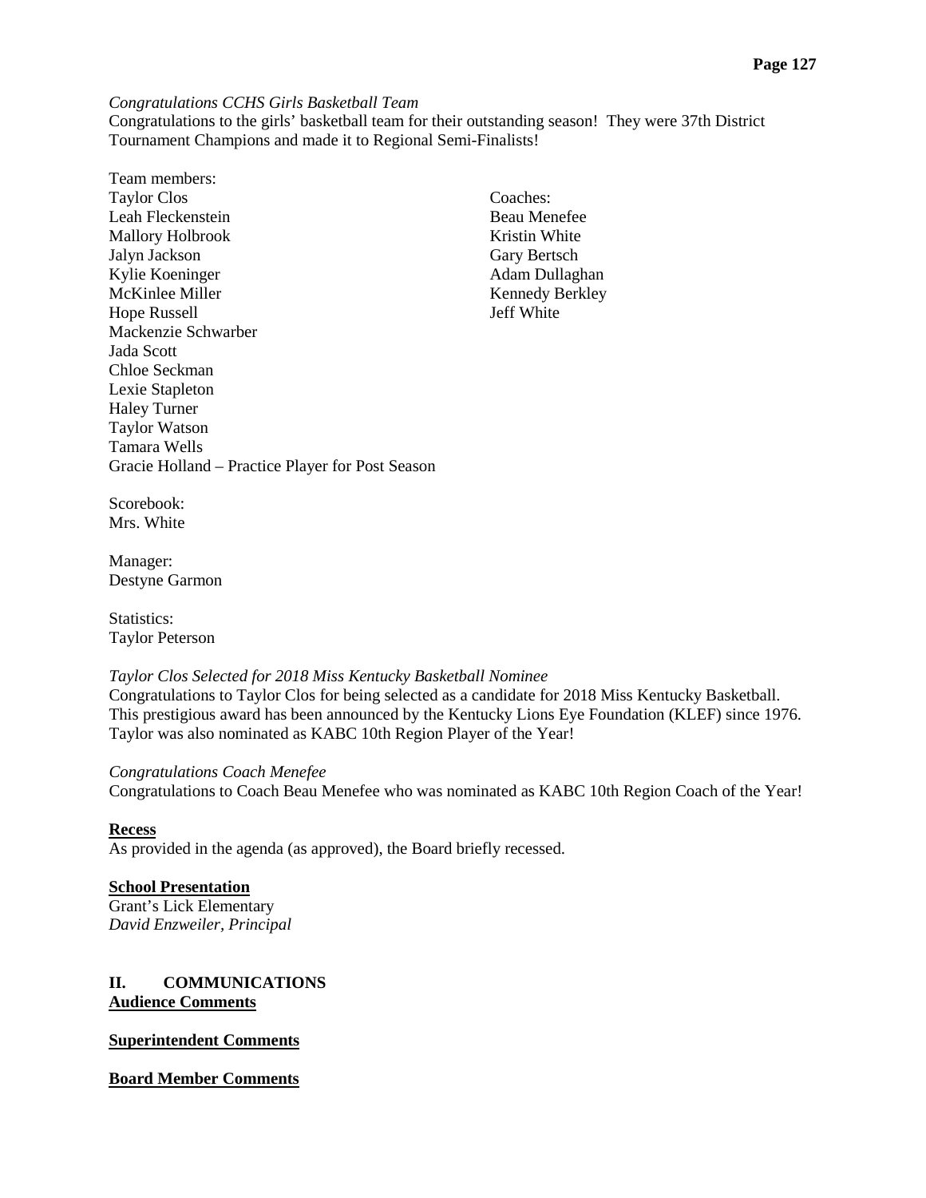*Congratulations CCHS Girls Basketball Team*
Congratulations to the girls' basketball team for their outstanding season! They were 37th District Tournament Champions and made it to Regional Semi-Finalists!

Team members:
Taylor Clos
Leah Fleckenstein
Mallory Holbrook
Jalyn Jackson
Kylie Koeninger
McKinlee Miller
Hope Russell
Mackenzie Schwarber
Jada Scott
Chloe Seckman
Lexie Stapleton
Haley Turner
Taylor Watson
Tamara Wells
Gracie Holland – Practice Player for Post Season

Coaches:
Beau Menefee
Kristin White
Gary Bertsch
Adam Dullaghan
Kennedy Berkley
Jeff White

Scorebook:
Mrs. White

Manager:
Destyne Garmon

Statistics:
Taylor Peterson

*Taylor Clos Selected for 2018 Miss Kentucky Basketball Nominee*
Congratulations to Taylor Clos for being selected as a candidate for 2018 Miss Kentucky Basketball. This prestigious award has been announced by the Kentucky Lions Eye Foundation (KLEF) since 1976. Taylor was also nominated as KABC 10th Region Player of the Year!

*Congratulations Coach Menefee*
Congratulations to Coach Beau Menefee who was nominated as KABC 10th Region Coach of the Year!

**Recess**
As provided in the agenda (as approved), the Board briefly recessed.

**School Presentation**
Grant's Lick Elementary
*David Enzweiler, Principal*

## II. COMMUNICATIONS

**Audience Comments**

**Superintendent Comments**

**Board Member Comments**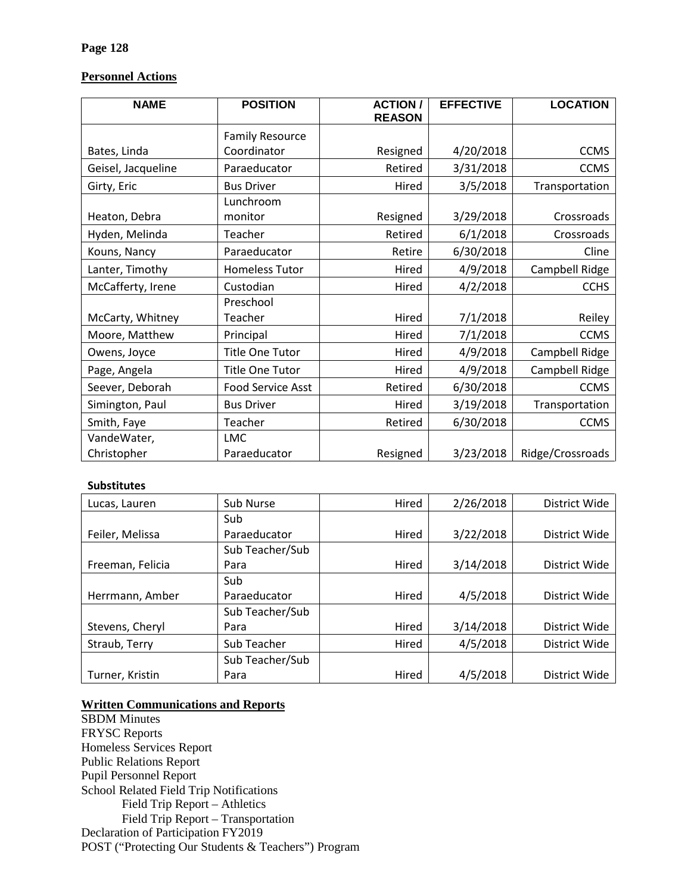## Personnel Actions

| NAME | POSITION | ACTION / REASON | EFFECTIVE | LOCATION |
|---|---|---|---|---|
| Bates, Linda | Family Resource Coordinator | Resigned | 4/20/2018 | CCMS |
| Geisel, Jacqueline | Paraeducator | Retired | 3/31/2018 | CCMS |
| Girty, Eric | Bus Driver | Hired | 3/5/2018 | Transportation |
| Heaton, Debra | Lunchroom monitor | Resigned | 3/29/2018 | Crossroads |
| Hyden, Melinda | Teacher | Retired | 6/1/2018 | Crossroads |
| Kouns, Nancy | Paraeducator | Retire | 6/30/2018 | Cline |
| Lanter, Timothy | Homeless Tutor | Hired | 4/9/2018 | Campbell Ridge |
| McCafferty, Irene | Custodian | Hired | 4/2/2018 | CCHS |
| McCarty, Whitney | Preschool Teacher | Hired | 7/1/2018 | Reiley |
| Moore, Matthew | Principal | Hired | 7/1/2018 | CCMS |
| Owens, Joyce | Title One Tutor | Hired | 4/9/2018 | Campbell Ridge |
| Page, Angela | Title One Tutor | Hired | 4/9/2018 | Campbell Ridge |
| Seever, Deborah | Food Service Asst | Retired | 6/30/2018 | CCMS |
| Simington, Paul | Bus Driver | Hired | 3/19/2018 | Transportation |
| Smith, Faye | Teacher | Retired | 6/30/2018 | CCMS |
| VandeWater, Christopher | LMC Paraeducator | Resigned | 3/23/2018 | Ridge/Crossroads |

**Substitutes**

| | | | | |
|---|---|---|---|---|
| Lucas, Lauren | Sub Nurse | Hired | 2/26/2018 | District Wide |
| Feiler, Melissa | Sub Paraeducator | Hired | 3/22/2018 | District Wide |
| Freeman, Felicia | Sub Teacher/Sub Para | Hired | 3/14/2018 | District Wide |
| Herrmann, Amber | Sub Paraeducator | Hired | 4/5/2018 | District Wide |
| Stevens, Cheryl | Sub Teacher/Sub Para | Hired | 3/14/2018 | District Wide |
| Straub, Terry | Sub Teacher | Hired | 4/5/2018 | District Wide |
| Turner, Kristin | Sub Teacher/Sub Para | Hired | 4/5/2018 | District Wide |

## Written Communications and Reports

SBDM Minutes
FRYSC Reports
Homeless Services Report
Public Relations Report
Pupil Personnel Report
School Related Field Trip Notifications
- Field Trip Report – Athletics
- Field Trip Report – Transportation

Declaration of Participation FY2019
POST ("Protecting Our Students & Teachers") Program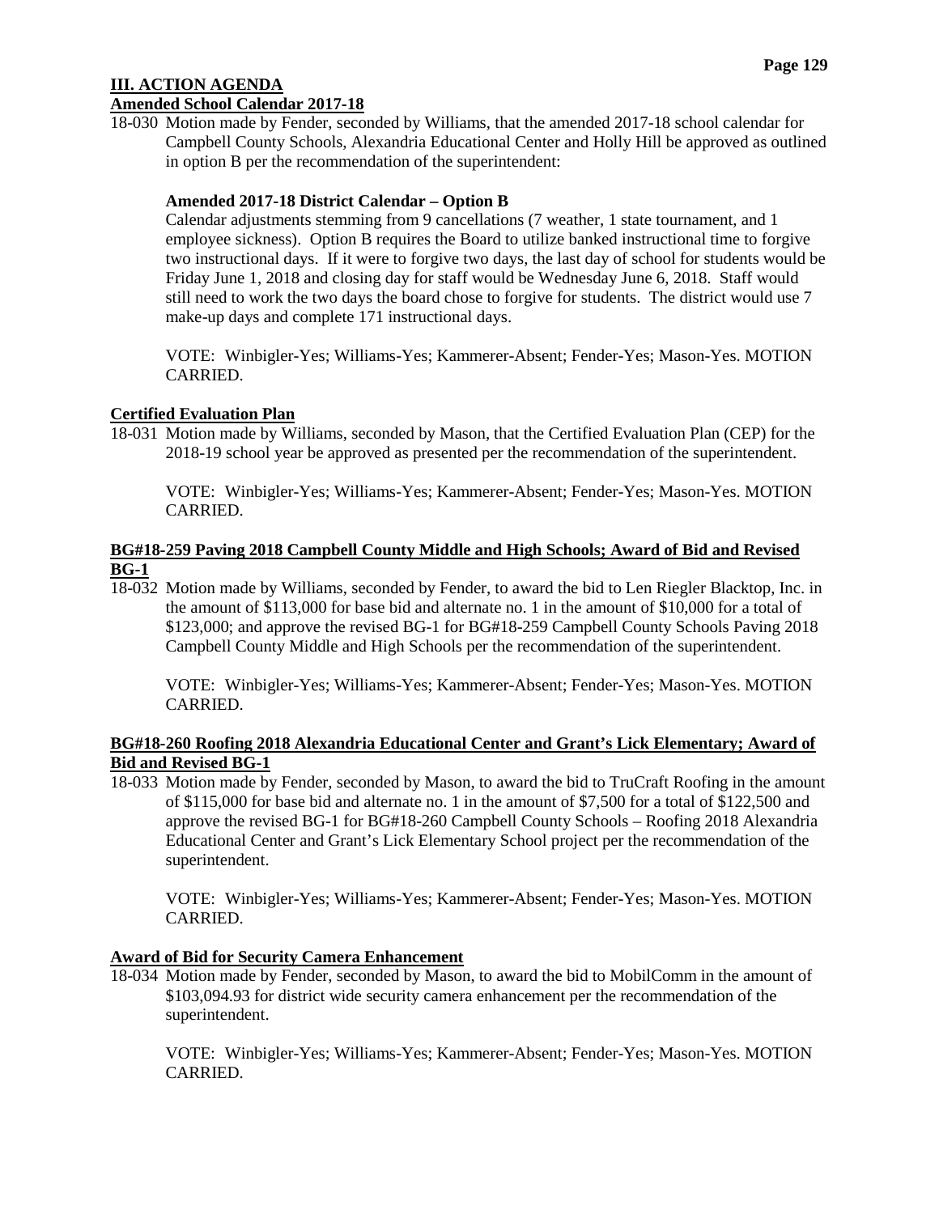## III. ACTION AGENDA

**Amended School Calendar 2017-18**

18-030 Motion made by Fender, seconded by Williams, that the amended 2017-18 school calendar for Campbell County Schools, Alexandria Educational Center and Holly Hill be approved as outlined in option B per the recommendation of the superintendent:

**Amended 2017-18 District Calendar – Option B**

Calendar adjustments stemming from 9 cancellations (7 weather, 1 state tournament, and 1 employee sickness). Option B requires the Board to utilize banked instructional time to forgive two instructional days. If it were to forgive two days, the last day of school for students would be Friday June 1, 2018 and closing day for staff would be Wednesday June 6, 2018. Staff would still need to work the two days the board chose to forgive for students. The district would use 7 make-up days and complete 171 instructional days.

VOTE: Winbigler-Yes; Williams-Yes; Kammerer-Absent; Fender-Yes; Mason-Yes. MOTION CARRIED.

**Certified Evaluation Plan**

18-031 Motion made by Williams, seconded by Mason, that the Certified Evaluation Plan (CEP) for the 2018-19 school year be approved as presented per the recommendation of the superintendent.

VOTE: Winbigler-Yes; Williams-Yes; Kammerer-Absent; Fender-Yes; Mason-Yes. MOTION CARRIED.

**BG#18-259 Paving 2018 Campbell County Middle and High Schools; Award of Bid and Revised BG-1**

18-032 Motion made by Williams, seconded by Fender, to award the bid to Len Riegler Blacktop, Inc. in the amount of $113,000 for base bid and alternate no. 1 in the amount of $10,000 for a total of $123,000; and approve the revised BG-1 for BG#18-259 Campbell County Schools Paving 2018 Campbell County Middle and High Schools per the recommendation of the superintendent.

VOTE: Winbigler-Yes; Williams-Yes; Kammerer-Absent; Fender-Yes; Mason-Yes. MOTION CARRIED.

**BG#18-260 Roofing 2018 Alexandria Educational Center and Grant's Lick Elementary; Award of Bid and Revised BG-1**

18-033 Motion made by Fender, seconded by Mason, to award the bid to TruCraft Roofing in the amount of $115,000 for base bid and alternate no. 1 in the amount of $7,500 for a total of $122,500 and approve the revised BG-1 for BG#18-260 Campbell County Schools – Roofing 2018 Alexandria Educational Center and Grant's Lick Elementary School project per the recommendation of the superintendent.

VOTE: Winbigler-Yes; Williams-Yes; Kammerer-Absent; Fender-Yes; Mason-Yes. MOTION CARRIED.

**Award of Bid for Security Camera Enhancement**

18-034 Motion made by Fender, seconded by Mason, to award the bid to MobilComm in the amount of $103,094.93 for district wide security camera enhancement per the recommendation of the superintendent.

VOTE: Winbigler-Yes; Williams-Yes; Kammerer-Absent; Fender-Yes; Mason-Yes. MOTION CARRIED.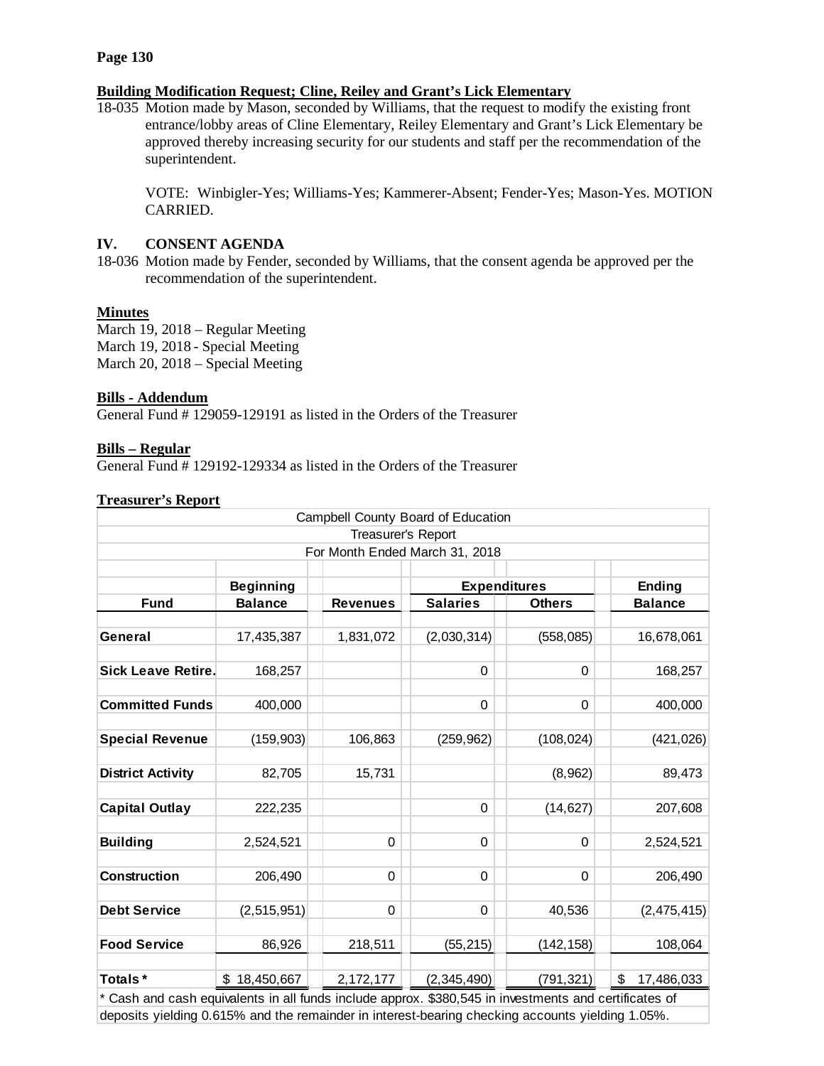**Building Modification Request; Cline, Reiley and Grant's Lick Elementary**

18-035 Motion made by Mason, seconded by Williams, that the request to modify the existing front entrance/lobby areas of Cline Elementary, Reiley Elementary and Grant's Lick Elementary be approved thereby increasing security for our students and staff per the recommendation of the superintendent.

VOTE: Winbigler-Yes; Williams-Yes; Kammerer-Absent; Fender-Yes; Mason-Yes. MOTION CARRIED.

## IV. CONSENT AGENDA

18-036 Motion made by Fender, seconded by Williams, that the consent agenda be approved per the recommendation of the superintendent.

**Minutes**

March 19, 2018 – Regular Meeting
March 19, 2018 - Special Meeting
March 20, 2018 – Special Meeting

**Bills - Addendum**

General Fund # 129059-129191 as listed in the Orders of the Treasurer

**Bills – Regular**

General Fund # 129192-129334 as listed in the Orders of the Treasurer

**Treasurer's Report**

Campbell County Board of Education
Treasurer's Report
For Month Ended March 31, 2018

| Fund | Beginning Balance | Revenues | Expenditures: Salaries | Expenditures: Others | Ending Balance |
|---|---|---|---|---|---|
| General | 17,435,387 | 1,831,072 | (2,030,314) | (558,085) | 16,678,061 |
| Sick Leave Retire. | 168,257 | | 0 | 0 | 168,257 |
| Committed Funds | 400,000 | | 0 | 0 | 400,000 |
| Special Revenue | (159,903) | 106,863 | (259,962) | (108,024) | (421,026) |
| District Activity | 82,705 | 15,731 | | (8,962) | 89,473 |
| Capital Outlay | 222,235 | | 0 | (14,627) | 207,608 |
| Building | 2,524,521 | 0 | 0 | 0 | 2,524,521 |
| Construction | 206,490 | 0 | 0 | 0 | 206,490 |
| Debt Service | (2,515,951) | 0 | 0 | 40,536 | (2,475,415) |
| Food Service | 86,926 | 218,511 | (55,215) | (142,158) | 108,064 |
| Totals * | $ 18,450,667 | 2,172,177 | (2,345,490) | (791,321) | $ 17,486,033 |

* Cash and cash equivalents in all funds include approx. $380,545 in investments and certificates of deposits yielding 0.615% and the remainder in interest-bearing checking accounts yielding 1.05%.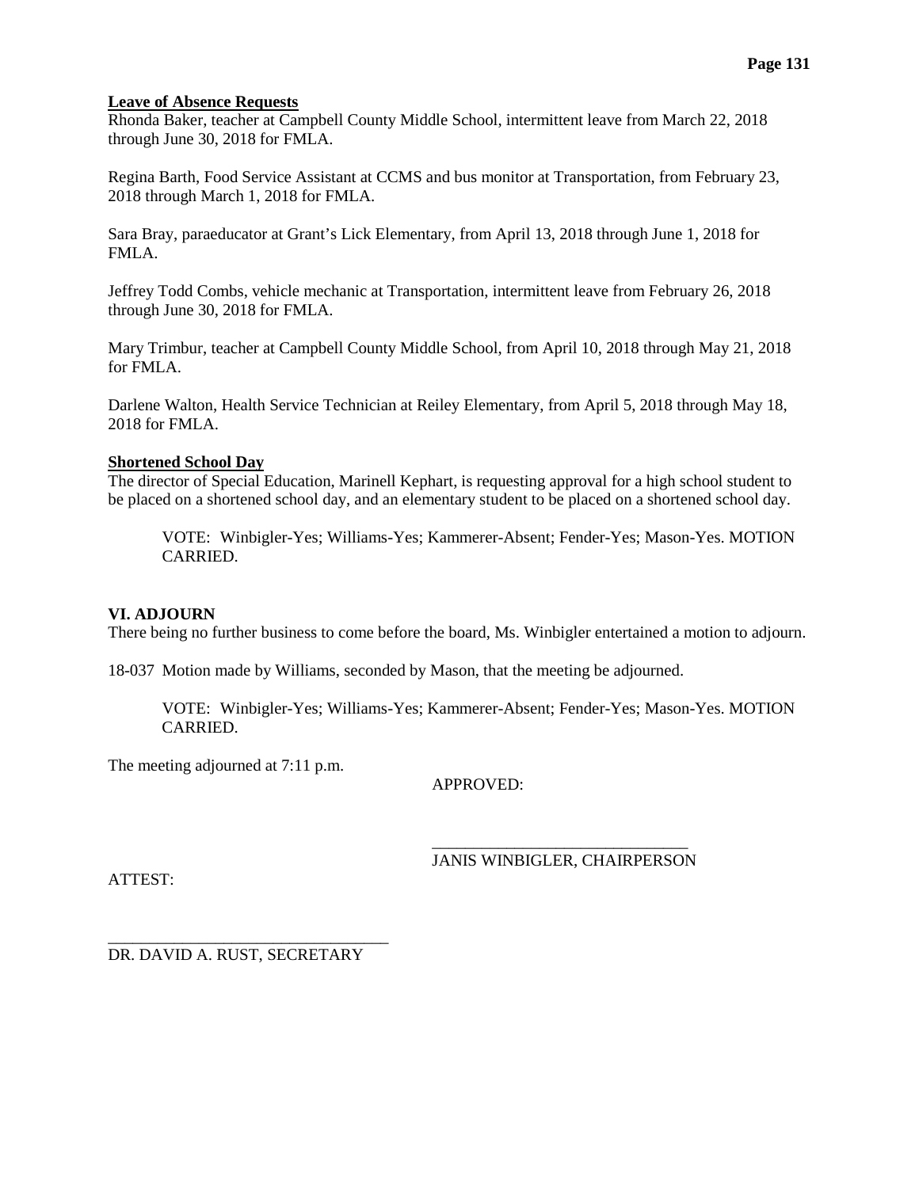**Leave of Absence Requests**

Rhonda Baker, teacher at Campbell County Middle School, intermittent leave from March 22, 2018 through June 30, 2018 for FMLA.

Regina Barth, Food Service Assistant at CCMS and bus monitor at Transportation, from February 23, 2018 through March 1, 2018 for FMLA.

Sara Bray, paraeducator at Grant's Lick Elementary, from April 13, 2018 through June 1, 2018 for FMLA.

Jeffrey Todd Combs, vehicle mechanic at Transportation, intermittent leave from February 26, 2018 through June 30, 2018 for FMLA.

Mary Trimbur, teacher at Campbell County Middle School, from April 10, 2018 through May 21, 2018 for FMLA.

Darlene Walton, Health Service Technician at Reiley Elementary, from April 5, 2018 through May 18, 2018 for FMLA.

**Shortened School Day**

The director of Special Education, Marinell Kephart, is requesting approval for a high school student to be placed on a shortened school day, and an elementary student to be placed on a shortened school day.

> VOTE: Winbigler-Yes; Williams-Yes; Kammerer-Absent; Fender-Yes; Mason-Yes. MOTION CARRIED.

## VI. ADJOURN

There being no further business to come before the board, Ms. Winbigler entertained a motion to adjourn.

18-037 Motion made by Williams, seconded by Mason, that the meeting be adjourned.

> VOTE: Winbigler-Yes; Williams-Yes; Kammerer-Absent; Fender-Yes; Mason-Yes. MOTION CARRIED.

The meeting adjourned at 7:11 p.m.

APPROVED:

_______________________________
JANIS WINBIGLER, CHAIRPERSON

ATTEST:

__________________________________
DR. DAVID A. RUST, SECRETARY